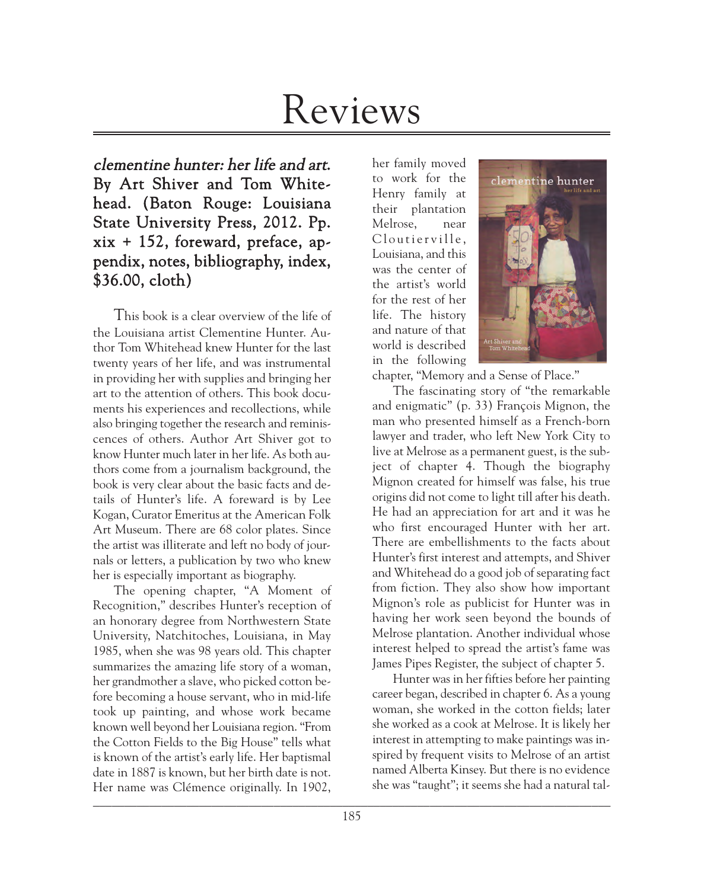# Reviews

***clementine hunter: her life and art.*** **By Art Shiver and Tom Whitehead. (Baton Rouge: Louisiana State University Press, 2012. Pp. xix + 152, foreward, preface, appendix, notes, bibliography, index, $36.00, cloth)**

This book is a clear overview of the life of the Louisiana artist Clementine Hunter. Author Tom Whitehead knew Hunter for the last twenty years of her life, and was instrumental in providing her with supplies and bringing her art to the attention of others. This book documents his experiences and recollections, while also bringing together the research and reminiscences of others. Author Art Shiver got to know Hunter much later in her life. As both authors come from a journalism background, the book is very clear about the basic facts and details of Hunter's life. A foreward is by Lee Kogan, Curator Emeritus at the American Folk Art Museum. There are 68 color plates. Since the artist was illiterate and left no body of journals or letters, a publication by two who knew her is especially important as biography.

The opening chapter, "A Moment of Recognition," describes Hunter's reception of an honorary degree from Northwestern State University, Natchitoches, Louisiana, in May 1985, when she was 98 years old. This chapter summarizes the amazing life story of a woman, her grandmother a slave, who picked cotton before becoming a house servant, who in mid-life took up painting, and whose work became known well beyond her Louisiana region. "From the Cotton Fields to the Big House" tells what is known of the artist's early life. Her baptismal date in 1887 is known, but her birth date is not. Her name was Clémence originally. In 1902, her family moved to work for the Henry family at their plantation Melrose, near Cloutierville, Louisiana, and this was the center of the artist's world for the rest of her life. The history and nature of that world is described in the following chapter, "Memory and a Sense of Place."

The fascinating story of "the remarkable and enigmatic" (p. 33) François Mignon, the man who presented himself as a French-born lawyer and trader, who left New York City to live at Melrose as a permanent guest, is the subject of chapter 4. Though the biography Mignon created for himself was false, his true origins did not come to light till after his death. He had an appreciation for art and it was he who first encouraged Hunter with her art. There are embellishments to the facts about Hunter's first interest and attempts, and Shiver and Whitehead do a good job of separating fact from fiction. They also show how important Mignon's role as publicist for Hunter was in having her work seen beyond the bounds of Melrose plantation. Another individual whose interest helped to spread the artist's fame was James Pipes Register, the subject of chapter 5.

Hunter was in her fifties before her painting career began, described in chapter 6. As a young woman, she worked in the cotton fields; later she worked as a cook at Melrose. It is likely her interest in attempting to make paintings was inspired by frequent visits to Melrose of an artist named Alberta Kinsey. But there is no evidence she was "taught"; it seems she had a natural tal-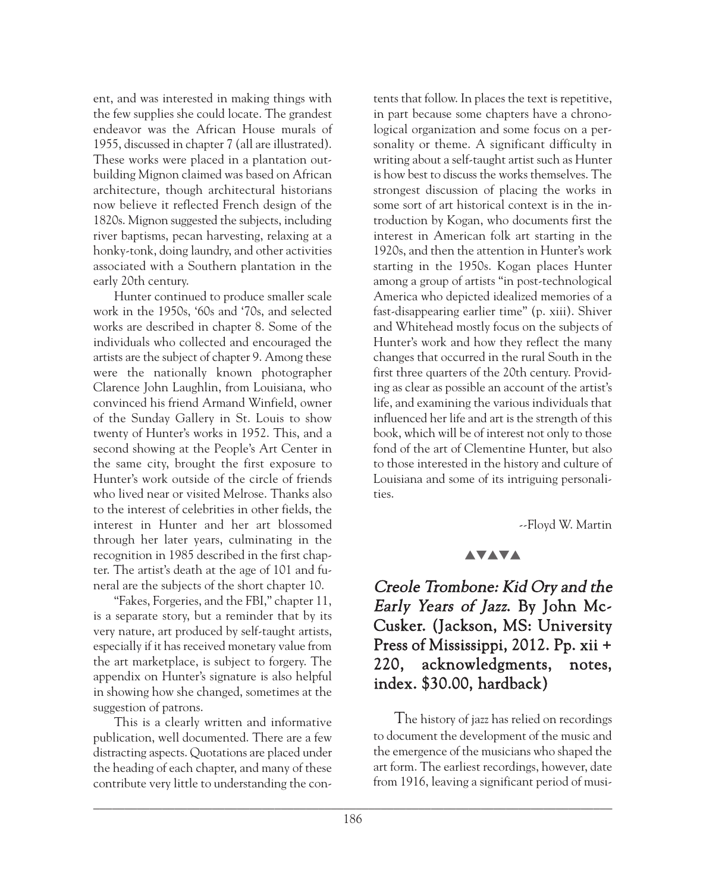ent, and was interested in making things with the few supplies she could locate. The grandest endeavor was the African House murals of 1955, discussed in chapter 7 (all are illustrated). These works were placed in a plantation outbuilding Mignon claimed was based on African architecture, though architectural historians now believe it reflected French design of the 1820s. Mignon suggested the subjects, including river baptisms, pecan harvesting, relaxing at a honky-tonk, doing laundry, and other activities associated with a Southern plantation in the early 20th century.

Hunter continued to produce smaller scale work in the 1950s, '60s and '70s, and selected works are described in chapter 8. Some of the individuals who collected and encouraged the artists are the subject of chapter 9. Among these were the nationally known photographer Clarence John Laughlin, from Louisiana, who convinced his friend Armand Winfield, owner of the Sunday Gallery in St. Louis to show twenty of Hunter's works in 1952. This, and a second showing at the People's Art Center in the same city, brought the first exposure to Hunter's work outside of the circle of friends who lived near or visited Melrose. Thanks also to the interest of celebrities in other fields, the interest in Hunter and her art blossomed through her later years, culminating in the recognition in 1985 described in the first chapter. The artist's death at the age of 101 and funeral are the subjects of the short chapter 10.

"Fakes, Forgeries, and the FBI," chapter 11, is a separate story, but a reminder that by its very nature, art produced by self-taught artists, especially if it has received monetary value from the art marketplace, is subject to forgery. The appendix on Hunter's signature is also helpful in showing how she changed, sometimes at the suggestion of patrons.

This is a clearly written and informative publication, well documented. There are a few distracting aspects. Quotations are placed under the heading of each chapter, and many of these contribute very little to understanding the contents that follow. In places the text is repetitive, in part because some chapters have a chronological organization and some focus on a personality or theme. A significant difficulty in writing about a self-taught artist such as Hunter is how best to discuss the works themselves. The strongest discussion of placing the works in some sort of art historical context is in the introduction by Kogan, who documents first the interest in American folk art starting in the 1920s, and then the attention in Hunter's work starting in the 1950s. Kogan places Hunter among a group of artists "in post-technological America who depicted idealized memories of a fast-disappearing earlier time" (p. xiii). Shiver and Whitehead mostly focus on the subjects of Hunter's work and how they reflect the many changes that occurred in the rural South in the first three quarters of the 20th century. Providing as clear as possible an account of the artist's life, and examining the various individuals that influenced her life and art is the strength of this book, which will be of interest not only to those fond of the art of Clementine Hunter, but also to those interested in the history and culture of Louisiana and some of its intriguing personalities.

--Floyd W. Martin

▲▼▲▼▲

## *Creole Trombone: Kid Ory and the Early Years of Jazz.* By John McCusker. (Jackson, MS: University Press of Mississippi, 2012. Pp. xii + 220, acknowledgments, notes, index. $30.00, hardback)

The history of jazz has relied on recordings to document the development of the music and the emergence of the musicians who shaped the art form. The earliest recordings, however, date from 1916, leaving a significant period of musi-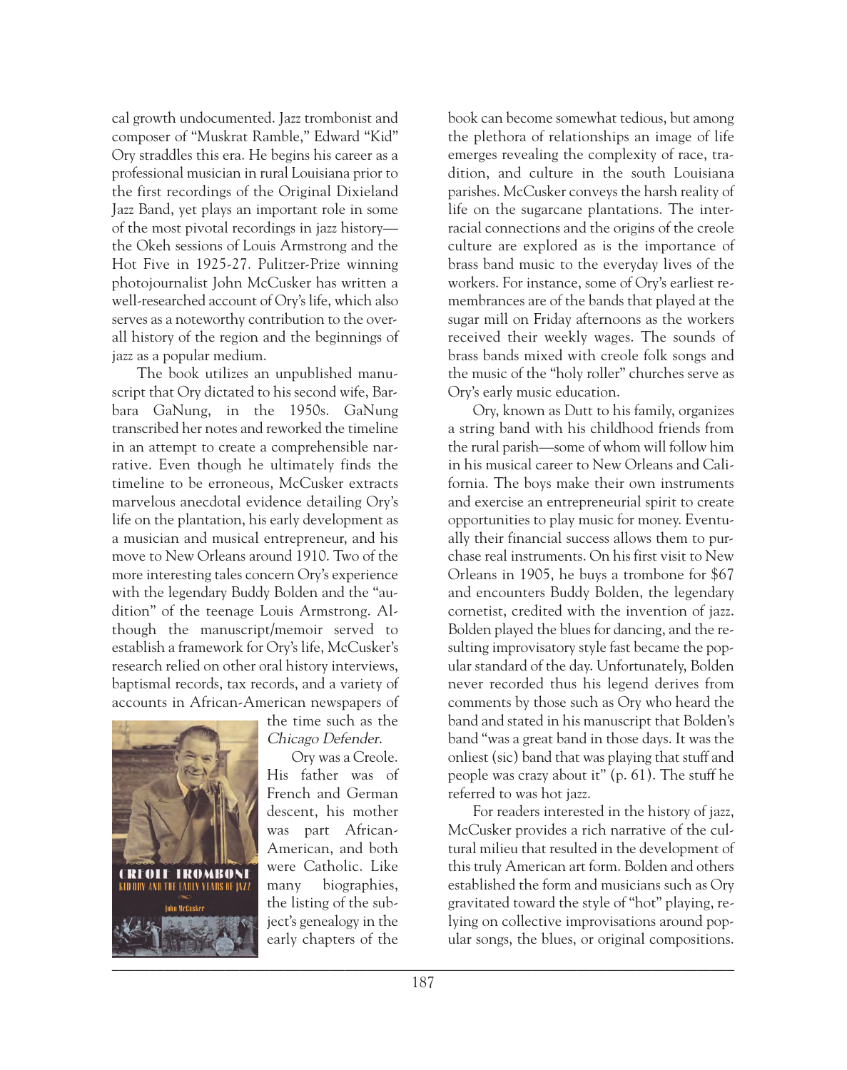cal growth undocumented. Jazz trombonist and composer of "Muskrat Ramble," Edward "Kid" Ory straddles this era. He begins his career as a professional musician in rural Louisiana prior to the first recordings of the Original Dixieland Jazz Band, yet plays an important role in some of the most pivotal recordings in jazz history—the Okeh sessions of Louis Armstrong and the Hot Five in 1925-27. Pulitzer-Prize winning photojournalist John McCusker has written a well-researched account of Ory's life, which also serves as a noteworthy contribution to the overall history of the region and the beginnings of jazz as a popular medium.

The book utilizes an unpublished manuscript that Ory dictated to his second wife, Barbara GaNung, in the 1950s. GaNung transcribed her notes and reworked the timeline in an attempt to create a comprehensible narrative. Even though he ultimately finds the timeline to be erroneous, McCusker extracts marvelous anecdotal evidence detailing Ory's life on the plantation, his early development as a musician and musical entrepreneur, and his move to New Orleans around 1910. Two of the more interesting tales concern Ory's experience with the legendary Buddy Bolden and the "audition" of the teenage Louis Armstrong. Although the manuscript/memoir served to establish a framework for Ory's life, McCusker's research relied on other oral history interviews, baptismal records, tax records, and a variety of accounts in African-American newspapers of the time such as the *Chicago Defender*.

Ory was a Creole. His father was of French and German descent, his mother was part African-American, and both were Catholic. Like many biographies, the listing of the subject's genealogy in the early chapters of the book can become somewhat tedious, but among the plethora of relationships an image of life emerges revealing the complexity of race, tradition, and culture in the south Louisiana parishes. McCusker conveys the harsh reality of life on the sugarcane plantations. The interracial connections and the origins of the creole culture are explored as is the importance of brass band music to the everyday lives of the workers. For instance, some of Ory's earliest remembrances are of the bands that played at the sugar mill on Friday afternoons as the workers received their weekly wages. The sounds of brass bands mixed with creole folk songs and the music of the "holy roller" churches serve as Ory's early music education.

Ory, known as Dutt to his family, organizes a string band with his childhood friends from the rural parish—some of whom will follow him in his musical career to New Orleans and California. The boys make their own instruments and exercise an entrepreneurial spirit to create opportunities to play music for money. Eventually their financial success allows them to purchase real instruments. On his first visit to New Orleans in 1905, he buys a trombone for $67 and encounters Buddy Bolden, the legendary cornetist, credited with the invention of jazz. Bolden played the blues for dancing, and the resulting improvisatory style fast became the popular standard of the day. Unfortunately, Bolden never recorded thus his legend derives from comments by those such as Ory who heard the band and stated in his manuscript that Bolden's band "was a great band in those days. It was the onliest (sic) band that was playing that stuff and people was crazy about it" (p. 61). The stuff he referred to was hot jazz.

For readers interested in the history of jazz, McCusker provides a rich narrative of the cultural milieu that resulted in the development of this truly American art form. Bolden and others established the form and musicians such as Ory gravitated toward the style of "hot" playing, relying on collective improvisations around popular songs, the blues, or original compositions.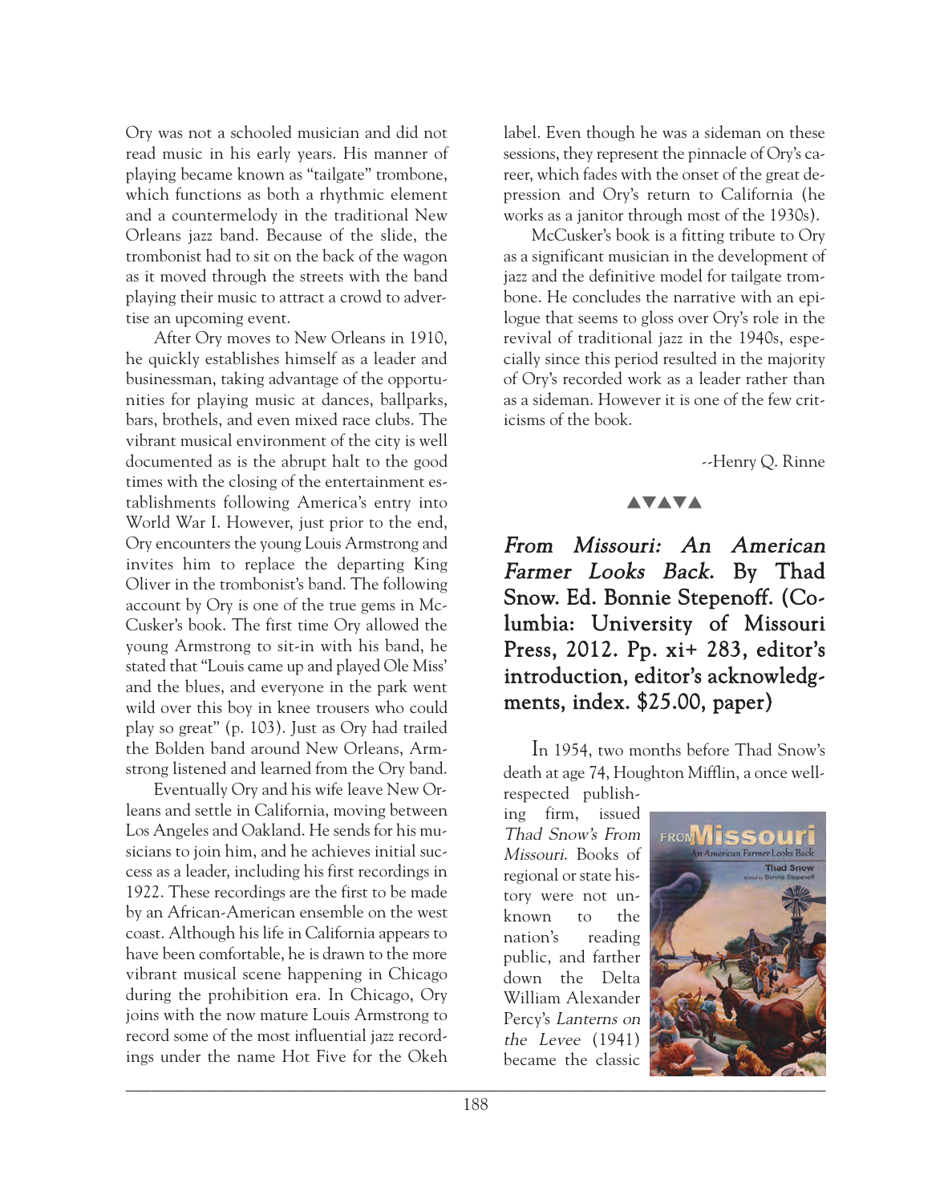Ory was not a schooled musician and did not read music in his early years. His manner of playing became known as "tailgate" trombone, which functions as both a rhythmic element and a countermelody in the traditional New Orleans jazz band. Because of the slide, the trombonist had to sit on the back of the wagon as it moved through the streets with the band playing their music to attract a crowd to advertise an upcoming event.

After Ory moves to New Orleans in 1910, he quickly establishes himself as a leader and businessman, taking advantage of the opportunities for playing music at dances, ballparks, bars, brothels, and even mixed race clubs. The vibrant musical environment of the city is well documented as is the abrupt halt to the good times with the closing of the entertainment establishments following America's entry into World War I. However, just prior to the end, Ory encounters the young Louis Armstrong and invites him to replace the departing King Oliver in the trombonist's band. The following account by Ory is one of the true gems in McCusker's book. The first time Ory allowed the young Armstrong to sit-in with his band, he stated that "Louis came up and played Ole Miss' and the blues, and everyone in the park went wild over this boy in knee trousers who could play so great" (p. 103). Just as Ory had trailed the Bolden band around New Orleans, Armstrong listened and learned from the Ory band.

Eventually Ory and his wife leave New Orleans and settle in California, moving between Los Angeles and Oakland. He sends for his musicians to join him, and he achieves initial success as a leader, including his first recordings in 1922. These recordings are the first to be made by an African-American ensemble on the west coast. Although his life in California appears to have been comfortable, he is drawn to the more vibrant musical scene happening in Chicago during the prohibition era. In Chicago, Ory joins with the now mature Louis Armstrong to record some of the most influential jazz recordings under the name Hot Five for the Okeh label. Even though he was a sideman on these sessions, they represent the pinnacle of Ory's career, which fades with the onset of the great depression and Ory's return to California (he works as a janitor through most of the 1930s).

McCusker's book is a fitting tribute to Ory as a significant musician in the development of jazz and the definitive model for tailgate trombone. He concludes the narrative with an epilogue that seems to gloss over Ory's role in the revival of traditional jazz in the 1940s, especially since this period resulted in the majority of Ory's recorded work as a leader rather than as a sideman. However it is one of the few criticisms of the book.

--Henry Q. Rinne

▲▼▲▼▲

## *From Missouri: An American Farmer Looks Back.* By Thad Snow. Ed. Bonnie Stepenoff. (Columbia: University of Missouri Press, 2012. Pp. xi+ 283, editor's introduction, editor's acknowledgments, index. $25.00, paper)

In 1954, two months before Thad Snow's death at age 74, Houghton Mifflin, a once well-respected publishing firm, issued *Thad Snow's From Missouri*. Books of regional or state history were not unknown to the nation's reading public, and farther down the Delta William Alexander Percy's *Lanterns on the Levee* (1941) became the classic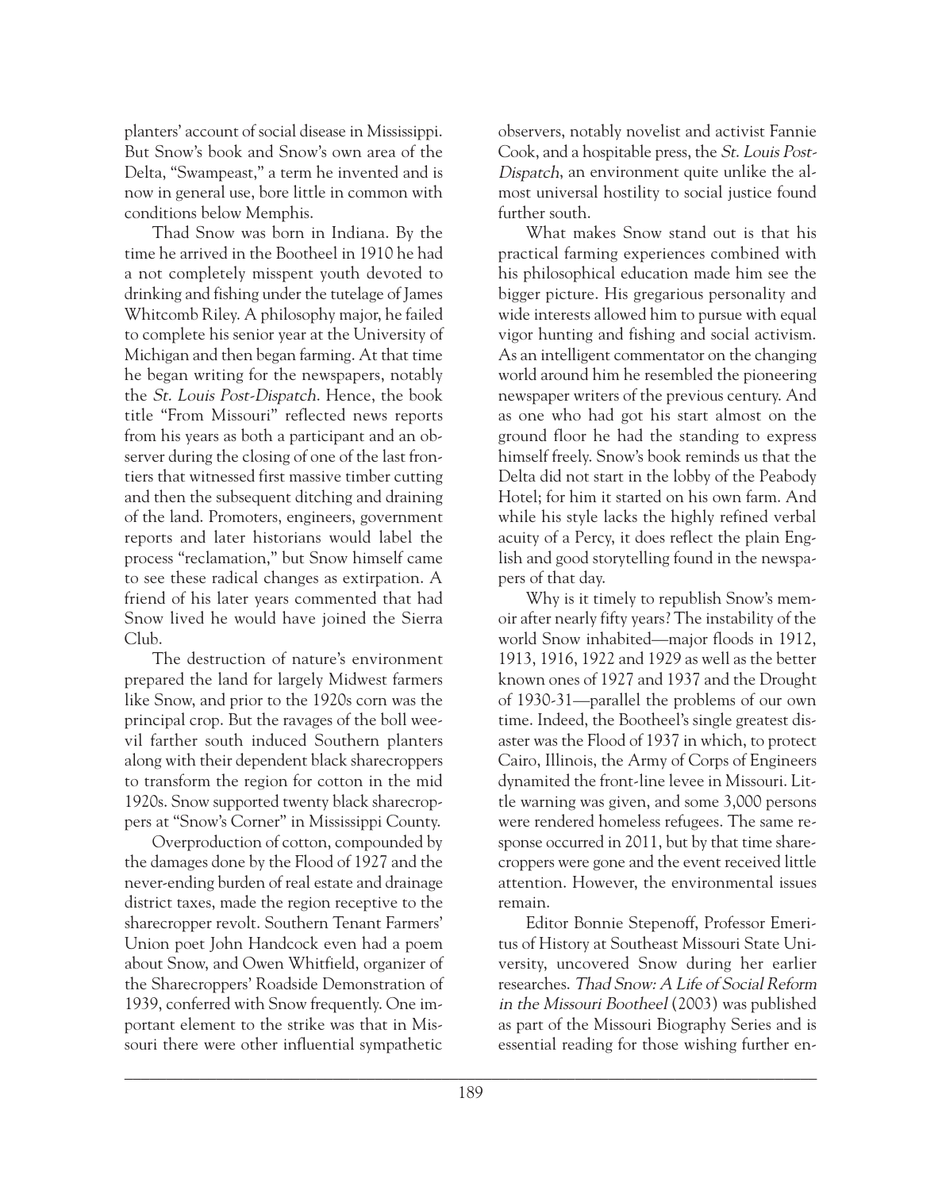planters' account of social disease in Mississippi. But Snow's book and Snow's own area of the Delta, "Swampeast," a term he invented and is now in general use, bore little in common with conditions below Memphis.

Thad Snow was born in Indiana. By the time he arrived in the Bootheel in 1910 he had a not completely misspent youth devoted to drinking and fishing under the tutelage of James Whitcomb Riley. A philosophy major, he failed to complete his senior year at the University of Michigan and then began farming. At that time he began writing for the newspapers, notably the *St. Louis Post-Dispatch*. Hence, the book title "From Missouri" reflected news reports from his years as both a participant and an observer during the closing of one of the last frontiers that witnessed first massive timber cutting and then the subsequent ditching and draining of the land. Promoters, engineers, government reports and later historians would label the process "reclamation," but Snow himself came to see these radical changes as extirpation. A friend of his later years commented that had Snow lived he would have joined the Sierra Club.

The destruction of nature's environment prepared the land for largely Midwest farmers like Snow, and prior to the 1920s corn was the principal crop. But the ravages of the boll weevil farther south induced Southern planters along with their dependent black sharecroppers to transform the region for cotton in the mid 1920s. Snow supported twenty black sharecroppers at "Snow's Corner" in Mississippi County.

Overproduction of cotton, compounded by the damages done by the Flood of 1927 and the never-ending burden of real estate and drainage district taxes, made the region receptive to the sharecropper revolt. Southern Tenant Farmers' Union poet John Handcock even had a poem about Snow, and Owen Whitfield, organizer of the Sharecroppers' Roadside Demonstration of 1939, conferred with Snow frequently. One important element to the strike was that in Missouri there were other influential sympathetic observers, notably novelist and activist Fannie Cook, and a hospitable press, the *St. Louis Post-Dispatch*, an environment quite unlike the almost universal hostility to social justice found further south.

What makes Snow stand out is that his practical farming experiences combined with his philosophical education made him see the bigger picture. His gregarious personality and wide interests allowed him to pursue with equal vigor hunting and fishing and social activism. As an intelligent commentator on the changing world around him he resembled the pioneering newspaper writers of the previous century. And as one who had got his start almost on the ground floor he had the standing to express himself freely. Snow's book reminds us that the Delta did not start in the lobby of the Peabody Hotel; for him it started on his own farm. And while his style lacks the highly refined verbal acuity of a Percy, it does reflect the plain English and good storytelling found in the newspapers of that day.

Why is it timely to republish Snow's memoir after nearly fifty years? The instability of the world Snow inhabited—major floods in 1912, 1913, 1916, 1922 and 1929 as well as the better known ones of 1927 and 1937 and the Drought of 1930-31—parallel the problems of our own time. Indeed, the Bootheel's single greatest disaster was the Flood of 1937 in which, to protect Cairo, Illinois, the Army of Corps of Engineers dynamited the front-line levee in Missouri. Little warning was given, and some 3,000 persons were rendered homeless refugees. The same response occurred in 2011, but by that time sharecroppers were gone and the event received little attention. However, the environmental issues remain.

Editor Bonnie Stepenoff, Professor Emeritus of History at Southeast Missouri State University, uncovered Snow during her earlier researches. *Thad Snow: A Life of Social Reform in the Missouri Bootheel* (2003) was published as part of the Missouri Biography Series and is essential reading for those wishing further en-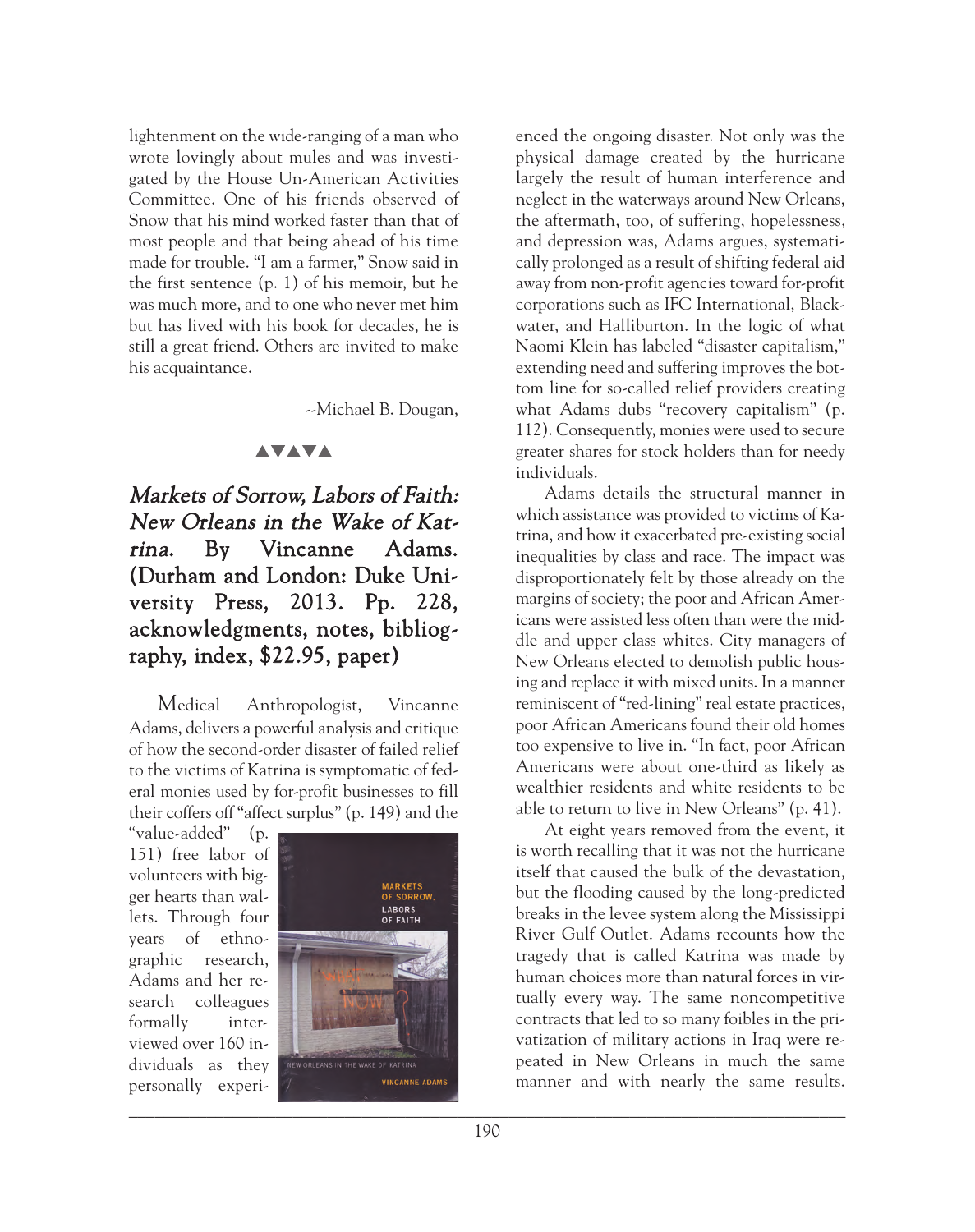lightenment on the wide-ranging of a man who wrote lovingly about mules and was investigated by the House Un-American Activities Committee. One of his friends observed of Snow that his mind worked faster than that of most people and that being ahead of his time made for trouble. "I am a farmer," Snow said in the first sentence (p. 1) of his memoir, but he was much more, and to one who never met him but has lived with his book for decades, he is still a great friend. Others are invited to make his acquaintance.

--Michael B. Dougan,

▲▼▲▼▲

## *Markets of Sorrow, Labors of Faith: New Orleans in the Wake of Katrina*. By Vincanne Adams. (Durham and London: Duke University Press, 2013. Pp. 228, acknowledgments, notes, bibliography, index, $22.95, paper)

Medical Anthropologist, Vincanne Adams, delivers a powerful analysis and critique of how the second-order disaster of failed relief to the victims of Katrina is symptomatic of federal monies used by for-profit businesses to fill their coffers off "affect surplus" (p. 149) and the "value-added" (p. 151) free labor of volunteers with bigger hearts than wallets. Through four years of ethnographic research, Adams and her research colleagues formally interviewed over 160 individuals as they personally experienced the ongoing disaster. Not only was the physical damage created by the hurricane largely the result of human interference and neglect in the waterways around New Orleans, the aftermath, too, of suffering, hopelessness, and depression was, Adams argues, systematically prolonged as a result of shifting federal aid away from non-profit agencies toward for-profit corporations such as IFC International, Blackwater, and Halliburton. In the logic of what Naomi Klein has labeled "disaster capitalism," extending need and suffering improves the bottom line for so-called relief providers creating what Adams dubs "recovery capitalism" (p. 112). Consequently, monies were used to secure greater shares for stock holders than for needy individuals.

Adams details the structural manner in which assistance was provided to victims of Katrina, and how it exacerbated pre-existing social inequalities by class and race. The impact was disproportionately felt by those already on the margins of society; the poor and African Americans were assisted less often than were the middle and upper class whites. City managers of New Orleans elected to demolish public housing and replace it with mixed units. In a manner reminiscent of "red-lining" real estate practices, poor African Americans found their old homes too expensive to live in. "In fact, poor African Americans were about one-third as likely as wealthier residents and white residents to be able to return to live in New Orleans" (p. 41).

At eight years removed from the event, it is worth recalling that it was not the hurricane itself that caused the bulk of the devastation, but the flooding caused by the long-predicted breaks in the levee system along the Mississippi River Gulf Outlet. Adams recounts how the tragedy that is called Katrina was made by human choices more than natural forces in virtually every way. The same noncompetitive contracts that led to so many foibles in the privatization of military actions in Iraq were repeated in New Orleans in much the same manner and with nearly the same results.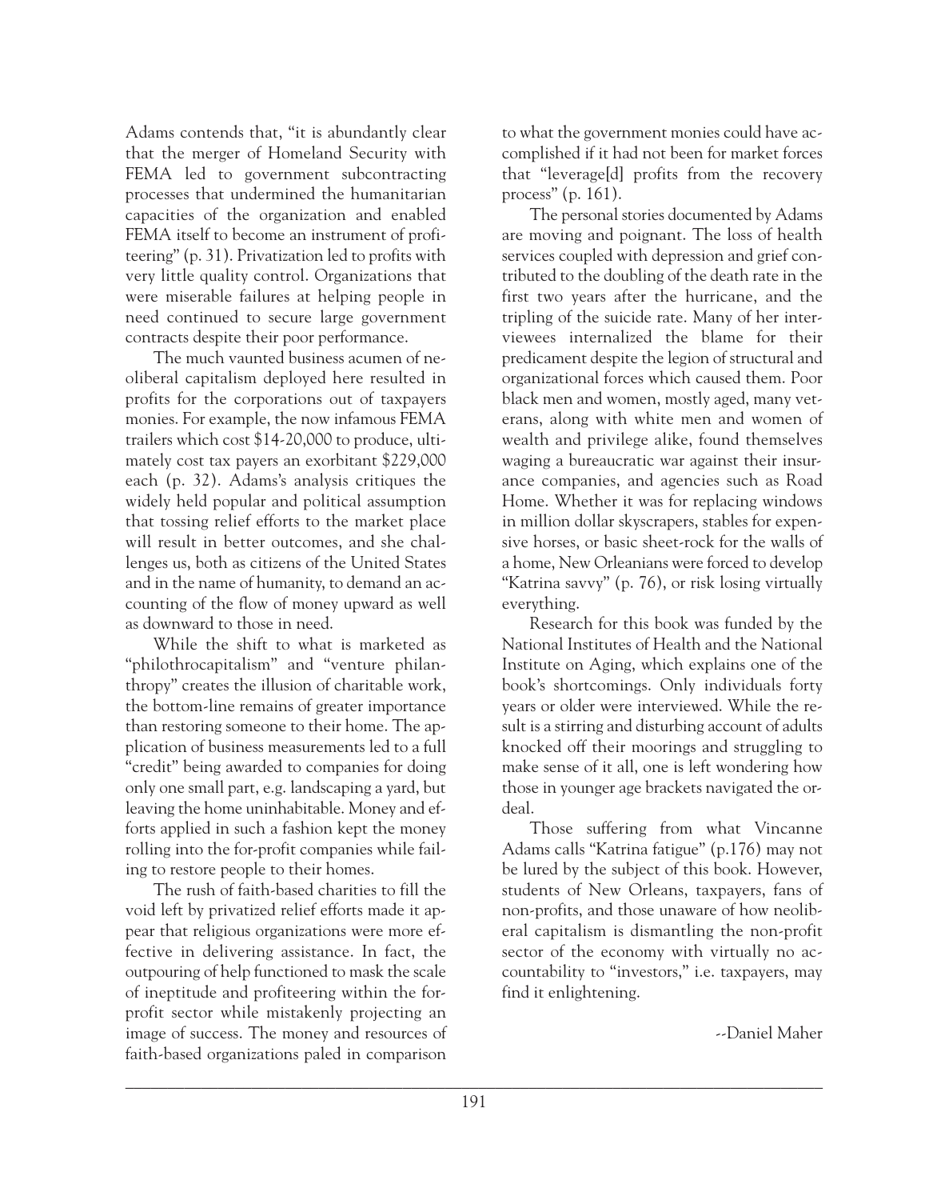Adams contends that, "it is abundantly clear that the merger of Homeland Security with FEMA led to government subcontracting processes that undermined the humanitarian capacities of the organization and enabled FEMA itself to become an instrument of profiteering" (p. 31). Privatization led to profits with very little quality control. Organizations that were miserable failures at helping people in need continued to secure large government contracts despite their poor performance.

The much vaunted business acumen of neoliberal capitalism deployed here resulted in profits for the corporations out of taxpayers monies. For example, the now infamous FEMA trailers which cost $14-20,000 to produce, ultimately cost tax payers an exorbitant $229,000 each (p. 32). Adams's analysis critiques the widely held popular and political assumption that tossing relief efforts to the market place will result in better outcomes, and she challenges us, both as citizens of the United States and in the name of humanity, to demand an accounting of the flow of money upward as well as downward to those in need.

While the shift to what is marketed as "philothrocapitalism" and "venture philanthropy" creates the illusion of charitable work, the bottom-line remains of greater importance than restoring someone to their home. The application of business measurements led to a full "credit" being awarded to companies for doing only one small part, e.g. landscaping a yard, but leaving the home uninhabitable. Money and efforts applied in such a fashion kept the money rolling into the for-profit companies while failing to restore people to their homes.

The rush of faith-based charities to fill the void left by privatized relief efforts made it appear that religious organizations were more effective in delivering assistance. In fact, the outpouring of help functioned to mask the scale of ineptitude and profiteering within the for-profit sector while mistakenly projecting an image of success. The money and resources of faith-based organizations paled in comparison to what the government monies could have accomplished if it had not been for market forces that "leverage[d] profits from the recovery process" (p. 161).

The personal stories documented by Adams are moving and poignant. The loss of health services coupled with depression and grief contributed to the doubling of the death rate in the first two years after the hurricane, and the tripling of the suicide rate. Many of her interviewees internalized the blame for their predicament despite the legion of structural and organizational forces which caused them. Poor black men and women, mostly aged, many veterans, along with white men and women of wealth and privilege alike, found themselves waging a bureaucratic war against their insurance companies, and agencies such as Road Home. Whether it was for replacing windows in million dollar skyscrapers, stables for expensive horses, or basic sheet-rock for the walls of a home, New Orleanians were forced to develop "Katrina savvy" (p. 76), or risk losing virtually everything.

Research for this book was funded by the National Institutes of Health and the National Institute on Aging, which explains one of the book's shortcomings. Only individuals forty years or older were interviewed. While the result is a stirring and disturbing account of adults knocked off their moorings and struggling to make sense of it all, one is left wondering how those in younger age brackets navigated the ordeal.

Those suffering from what Vincanne Adams calls "Katrina fatigue" (p.176) may not be lured by the subject of this book. However, students of New Orleans, taxpayers, fans of non-profits, and those unaware of how neoliberal capitalism is dismantling the non-profit sector of the economy with virtually no accountability to "investors," i.e. taxpayers, may find it enlightening.

--Daniel Maher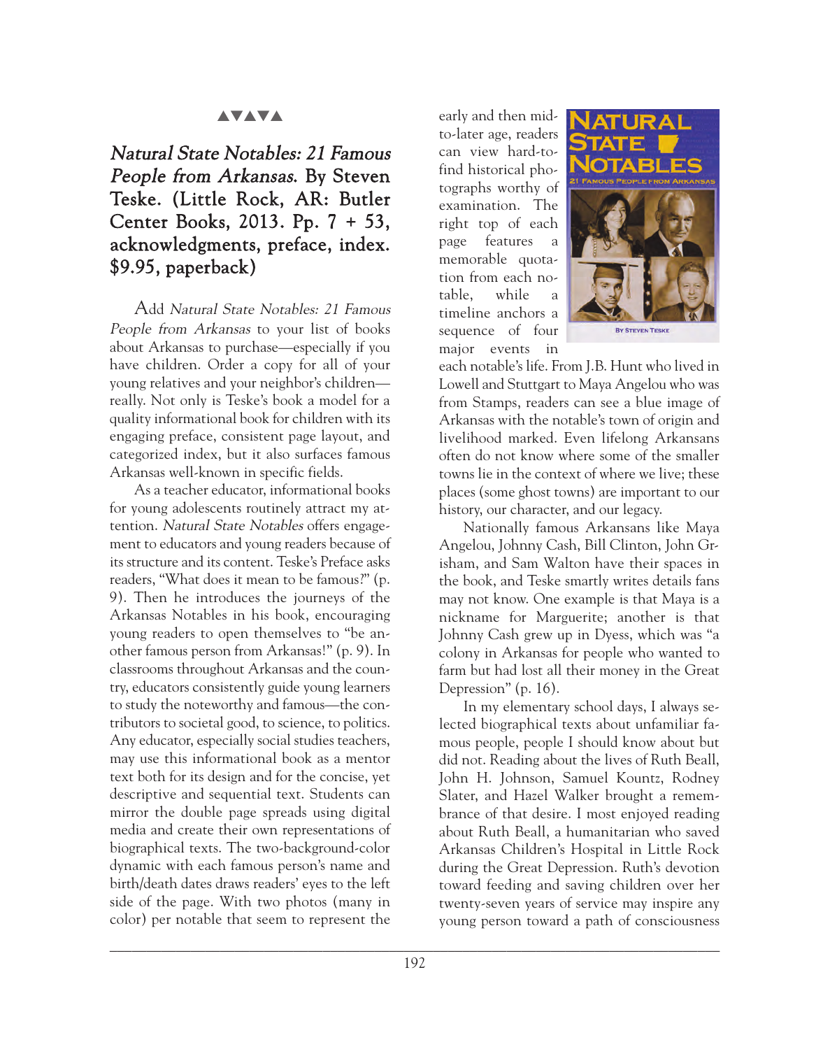▲▼▲▼▲

*Natural State Notables: 21 Famous People from Arkansas*. By Steven Teske. (Little Rock, AR: Butler Center Books, 2013. Pp. 7 + 53, acknowledgments, preface, index. $9.95, paperback)

Add *Natural State Notables: 21 Famous People from Arkansas* to your list of books about Arkansas to purchase—especially if you have children. Order a copy for all of your young relatives and your neighbor's children—really. Not only is Teske's book a model for a quality informational book for children with its engaging preface, consistent page layout, and categorized index, but it also surfaces famous Arkansas well-known in specific fields.

As a teacher educator, informational books for young adolescents routinely attract my attention. *Natural State Notables* offers engagement to educators and young readers because of its structure and its content. Teske's Preface asks readers, "What does it mean to be famous?" (p. 9). Then he introduces the journeys of the Arkansas Notables in his book, encouraging young readers to open themselves to "be another famous person from Arkansas!" (p. 9). In classrooms throughout Arkansas and the country, educators consistently guide young learners to study the noteworthy and famous—the contributors to societal good, to science, to politics. Any educator, especially social studies teachers, may use this informational book as a mentor text both for its design and for the concise, yet descriptive and sequential text. Students can mirror the double page spreads using digital media and create their own representations of biographical texts. The two-background-color dynamic with each famous person's name and birth/death dates draws readers' eyes to the left side of the page. With two photos (many in color) per notable that seem to represent the early and then mid-to-later age, readers can view hard-to-find historical photographs worthy of examination. The right top of each page features a memorable quotation from each notable, while a timeline anchors a sequence of four major events in each notable's life. From J.B. Hunt who lived in Lowell and Stuttgart to Maya Angelou who was from Stamps, readers can see a blue image of Arkansas with the notable's town of origin and livelihood marked. Even lifelong Arkansans often do not know where some of the smaller towns lie in the context of where we live; these places (some ghost towns) are important to our history, our character, and our legacy.

Nationally famous Arkansans like Maya Angelou, Johnny Cash, Bill Clinton, John Grisham, and Sam Walton have their spaces in the book, and Teske smartly writes details fans may not know. One example is that Maya is a nickname for Marguerite; another is that Johnny Cash grew up in Dyess, which was "a colony in Arkansas for people who wanted to farm but had lost all their money in the Great Depression" (p. 16).

In my elementary school days, I always selected biographical texts about unfamiliar famous people, people I should know about but did not. Reading about the lives of Ruth Beall, John H. Johnson, Samuel Kountz, Rodney Slater, and Hazel Walker brought a remembrance of that desire. I most enjoyed reading about Ruth Beall, a humanitarian who saved Arkansas Children's Hospital in Little Rock during the Great Depression. Ruth's devotion toward feeding and saving children over her twenty-seven years of service may inspire any young person toward a path of consciousness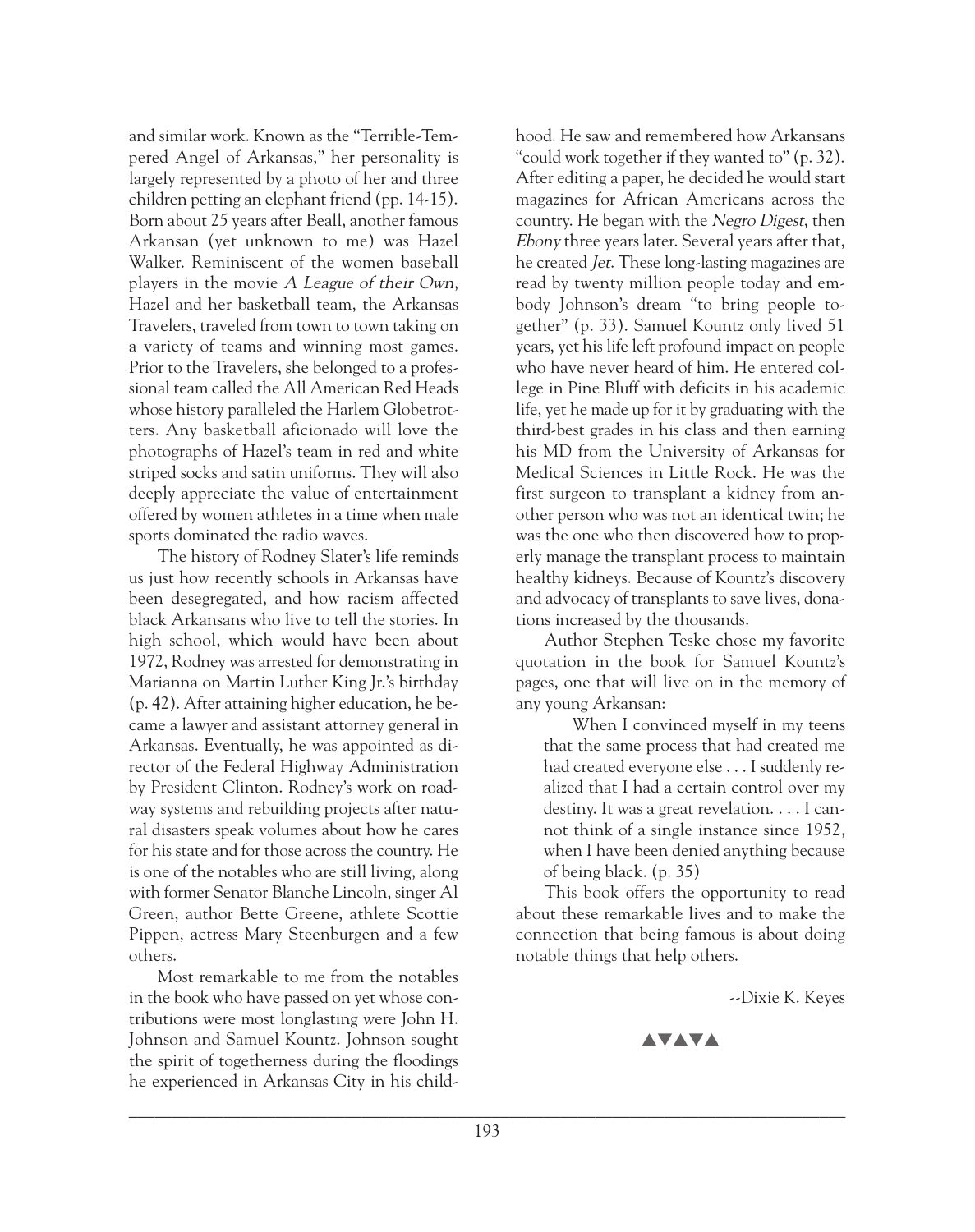and similar work. Known as the "Terrible-Tempered Angel of Arkansas," her personality is largely represented by a photo of her and three children petting an elephant friend (pp. 14-15). Born about 25 years after Beall, another famous Arkansan (yet unknown to me) was Hazel Walker. Reminiscent of the women baseball players in the movie *A League of their Own*, Hazel and her basketball team, the Arkansas Travelers, traveled from town to town taking on a variety of teams and winning most games. Prior to the Travelers, she belonged to a professional team called the All American Red Heads whose history paralleled the Harlem Globetrotters. Any basketball aficionado will love the photographs of Hazel's team in red and white striped socks and satin uniforms. They will also deeply appreciate the value of entertainment offered by women athletes in a time when male sports dominated the radio waves.

The history of Rodney Slater's life reminds us just how recently schools in Arkansas have been desegregated, and how racism affected black Arkansans who live to tell the stories. In high school, which would have been about 1972, Rodney was arrested for demonstrating in Marianna on Martin Luther King Jr.'s birthday (p. 42). After attaining higher education, he became a lawyer and assistant attorney general in Arkansas. Eventually, he was appointed as director of the Federal Highway Administration by President Clinton. Rodney's work on roadway systems and rebuilding projects after natural disasters speak volumes about how he cares for his state and for those across the country. He is one of the notables who are still living, along with former Senator Blanche Lincoln, singer Al Green, author Bette Greene, athlete Scottie Pippen, actress Mary Steenburgen and a few others.

Most remarkable to me from the notables in the book who have passed on yet whose contributions were most longlasting were John H. Johnson and Samuel Kountz. Johnson sought the spirit of togetherness during the floodings he experienced in Arkansas City in his childhood. He saw and remembered how Arkansans "could work together if they wanted to" (p. 32). After editing a paper, he decided he would start magazines for African Americans across the country. He began with the *Negro Digest*, then *Ebony* three years later. Several years after that, he created *Jet*. These long-lasting magazines are read by twenty million people today and embody Johnson's dream "to bring people together" (p. 33). Samuel Kountz only lived 51 years, yet his life left profound impact on people who have never heard of him. He entered college in Pine Bluff with deficits in his academic life, yet he made up for it by graduating with the third-best grades in his class and then earning his MD from the University of Arkansas for Medical Sciences in Little Rock. He was the first surgeon to transplant a kidney from another person who was not an identical twin; he was the one who then discovered how to properly manage the transplant process to maintain healthy kidneys. Because of Kountz's discovery and advocacy of transplants to save lives, donations increased by the thousands.

Author Stephen Teske chose my favorite quotation in the book for Samuel Kountz's pages, one that will live on in the memory of any young Arkansan:

> When I convinced myself in my teens that the same process that had created me had created everyone else . . . I suddenly realized that I had a certain control over my destiny. It was a great revelation. . . . I cannot think of a single instance since 1952, when I have been denied anything because of being black. (p. 35)

This book offers the opportunity to read about these remarkable lives and to make the connection that being famous is about doing notable things that help others.

--Dixie K. Keyes

▲▼▲▼▲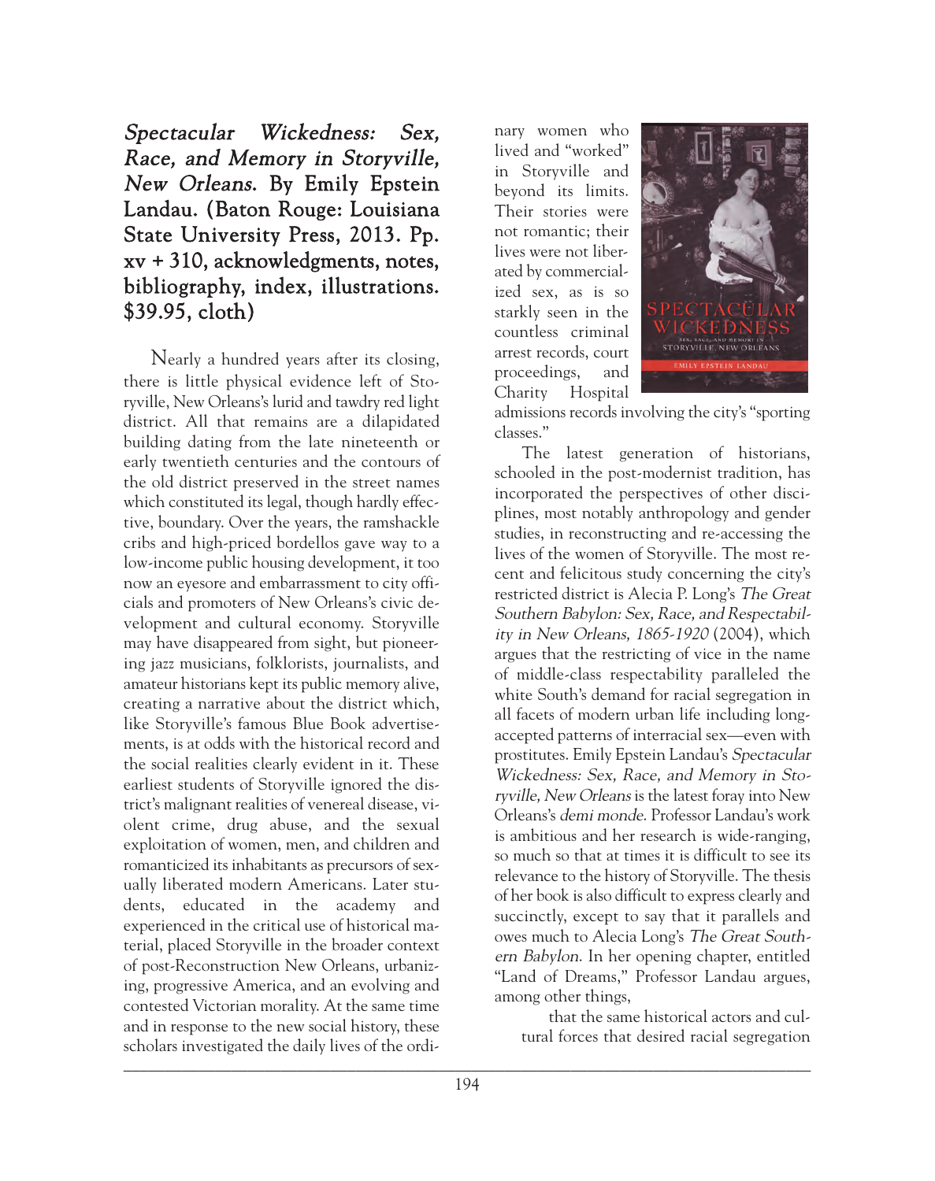***Spectacular Wickedness: Sex, Race, and Memory in Storyville, New Orleans*. By Emily Epstein Landau. (Baton Rouge: Louisiana State University Press, 2013. Pp. xv + 310, acknowledgments, notes, bibliography, index, illustrations. $39.95, cloth)**

Nearly a hundred years after its closing, there is little physical evidence left of Storyville, New Orleans's lurid and tawdry red light district. All that remains are a dilapidated building dating from the late nineteenth or early twentieth centuries and the contours of the old district preserved in the street names which constituted its legal, though hardly effective, boundary. Over the years, the ramshackle cribs and high-priced bordellos gave way to a low-income public housing development, it too now an eyesore and embarrassment to city officials and promoters of New Orleans's civic development and cultural economy. Storyville may have disappeared from sight, but pioneering jazz musicians, folklorists, journalists, and amateur historians kept its public memory alive, creating a narrative about the district which, like Storyville's famous Blue Book advertisements, is at odds with the historical record and the social realities clearly evident in it. These earliest students of Storyville ignored the district's malignant realities of venereal disease, violent crime, drug abuse, and the sexual exploitation of women, men, and children and romanticized its inhabitants as precursors of sexually liberated modern Americans. Later students, educated in the academy and experienced in the critical use of historical material, placed Storyville in the broader context of post-Reconstruction New Orleans, urbanizing, progressive America, and an evolving and contested Victorian morality. At the same time and in response to the new social history, these scholars investigated the daily lives of the ordinary women who lived and "worked" in Storyville and beyond its limits. Their stories were not romantic; their lives were not liberated by commercialized sex, as is so starkly seen in the countless criminal arrest records, court proceedings, and Charity Hospital admissions records involving the city's "sporting classes."

The latest generation of historians, schooled in the post-modernist tradition, has incorporated the perspectives of other disciplines, most notably anthropology and gender studies, in reconstructing and re-accessing the lives of the women of Storyville. The most recent and felicitous study concerning the city's restricted district is Alecia P. Long's *The Great Southern Babylon: Sex, Race, and Respectability in New Orleans, 1865-1920* (2004), which argues that the restricting of vice in the name of middle-class respectability paralleled the white South's demand for racial segregation in all facets of modern urban life including long-accepted patterns of interracial sex—even with prostitutes. Emily Epstein Landau's *Spectacular Wickedness: Sex, Race, and Memory in Storyville, New Orleans* is the latest foray into New Orleans's *demi monde*. Professor Landau's work is ambitious and her research is wide-ranging, so much so that at times it is difficult to see its relevance to the history of Storyville. The thesis of her book is also difficult to express clearly and succinctly, except to say that it parallels and owes much to Alecia Long's *The Great Southern Babylon*. In her opening chapter, entitled "Land of Dreams," Professor Landau argues, among other things,

> that the same historical actors and cultural forces that desired racial segregation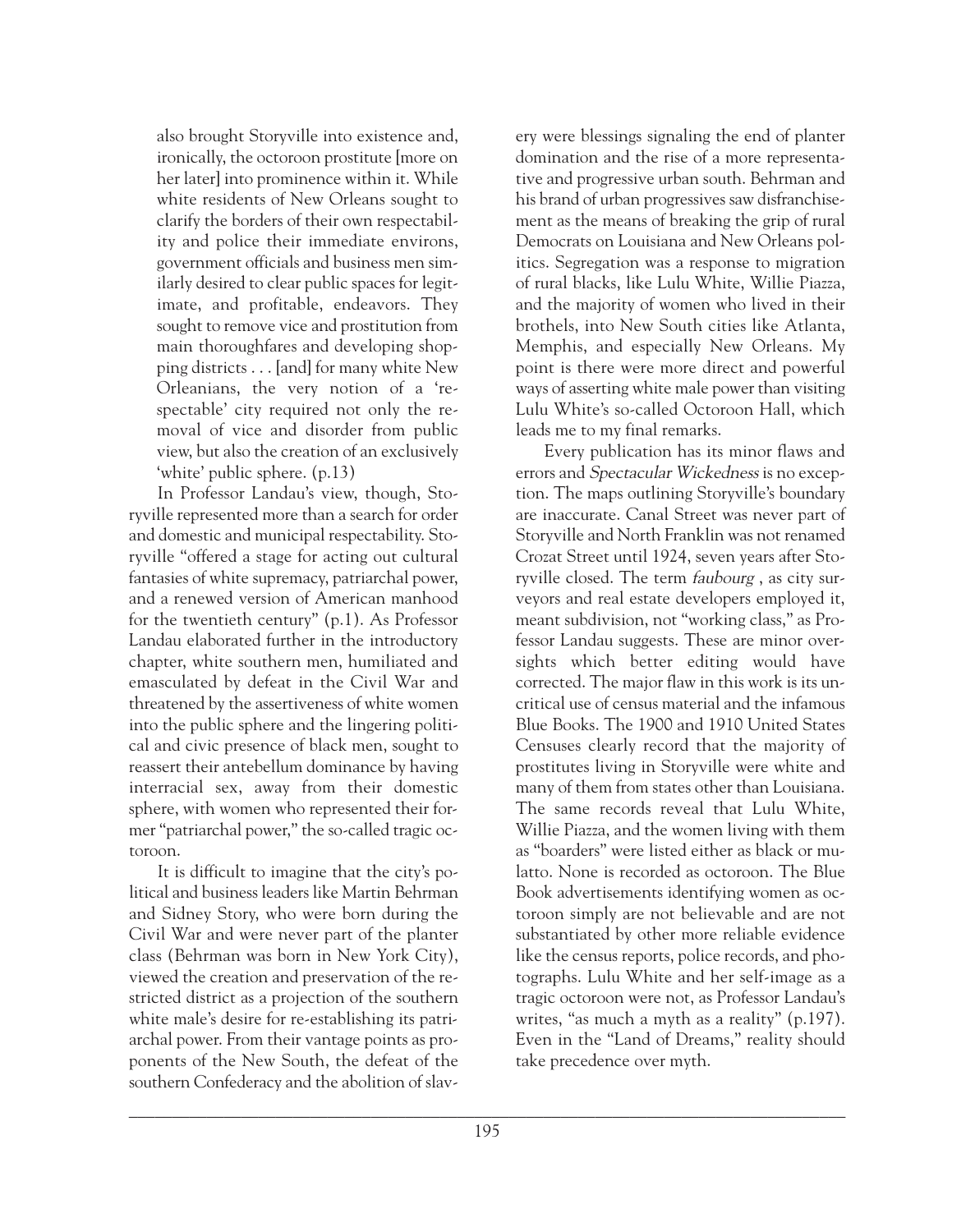also brought Storyville into existence and, ironically, the octoroon prostitute [more on her later] into prominence within it. While white residents of New Orleans sought to clarify the borders of their own respectability and police their immediate environs, government officials and business men similarly desired to clear public spaces for legitimate, and profitable, endeavors. They sought to remove vice and prostitution from main thoroughfares and developing shopping districts . . . [and] for many white New Orleanians, the very notion of a 'respectable' city required not only the removal of vice and disorder from public view, but also the creation of an exclusively 'white' public sphere. (p.13)

In Professor Landau's view, though, Storyville represented more than a search for order and domestic and municipal respectability. Storyville "offered a stage for acting out cultural fantasies of white supremacy, patriarchal power, and a renewed version of American manhood for the twentieth century" (p.1). As Professor Landau elaborated further in the introductory chapter, white southern men, humiliated and emasculated by defeat in the Civil War and threatened by the assertiveness of white women into the public sphere and the lingering political and civic presence of black men, sought to reassert their antebellum dominance by having interracial sex, away from their domestic sphere, with women who represented their former "patriarchal power," the so-called tragic octoroon.

It is difficult to imagine that the city's political and business leaders like Martin Behrman and Sidney Story, who were born during the Civil War and were never part of the planter class (Behrman was born in New York City), viewed the creation and preservation of the restricted district as a projection of the southern white male's desire for re-establishing its patriarchal power. From their vantage points as proponents of the New South, the defeat of the southern Confederacy and the abolition of slavery were blessings signaling the end of planter domination and the rise of a more representative and progressive urban south. Behrman and his brand of urban progressives saw disfranchisement as the means of breaking the grip of rural Democrats on Louisiana and New Orleans politics. Segregation was a response to migration of rural blacks, like Lulu White, Willie Piazza, and the majority of women who lived in their brothels, into New South cities like Atlanta, Memphis, and especially New Orleans. My point is there were more direct and powerful ways of asserting white male power than visiting Lulu White's so-called Octoroon Hall, which leads me to my final remarks.

Every publication has its minor flaws and errors and *Spectacular Wickedness* is no exception. The maps outlining Storyville's boundary are inaccurate. Canal Street was never part of Storyville and North Franklin was not renamed Crozat Street until 1924, seven years after Storyville closed. The term *faubourg* , as city surveyors and real estate developers employed it, meant subdivision, not "working class," as Professor Landau suggests. These are minor oversights which better editing would have corrected. The major flaw in this work is its uncritical use of census material and the infamous Blue Books. The 1900 and 1910 United States Censuses clearly record that the majority of prostitutes living in Storyville were white and many of them from states other than Louisiana. The same records reveal that Lulu White, Willie Piazza, and the women living with them as "boarders" were listed either as black or mulatto. None is recorded as octoroon. The Blue Book advertisements identifying women as octoroon simply are not believable and are not substantiated by other more reliable evidence like the census reports, police records, and photographs. Lulu White and her self-image as a tragic octoroon were not, as Professor Landau's writes, "as much a myth as a reality" (p.197). Even in the "Land of Dreams," reality should take precedence over myth.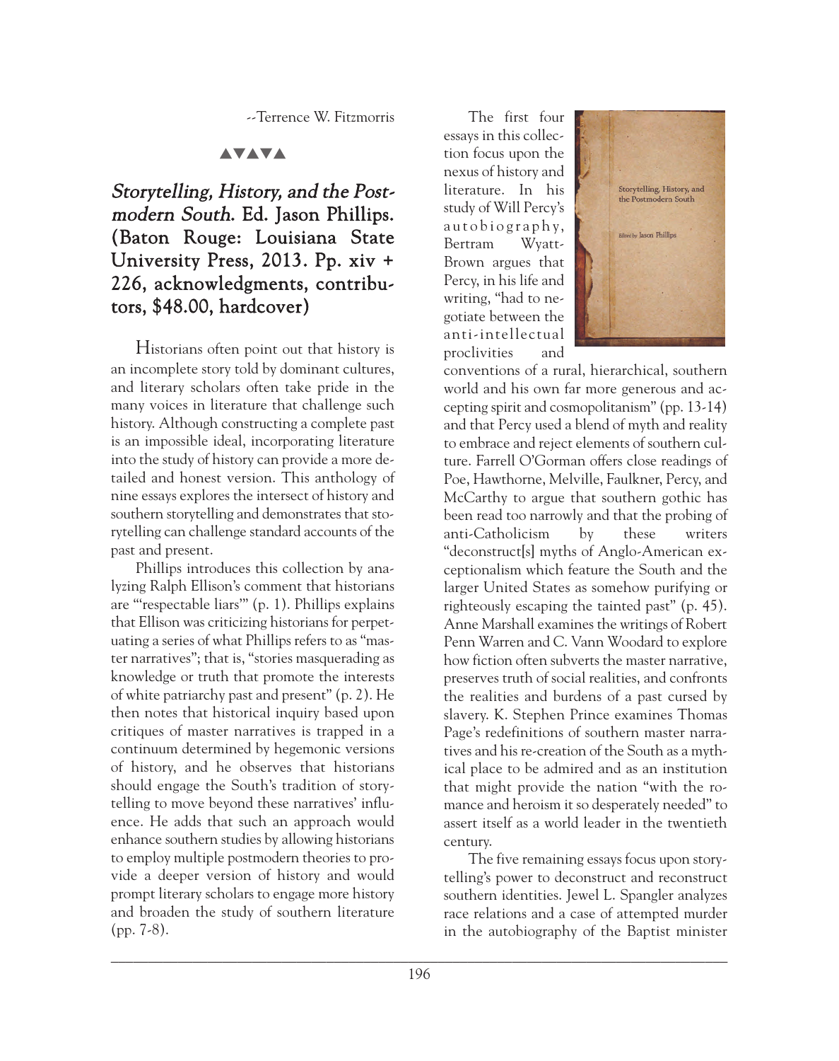--Terrence W. Fitzmorris

▲▼▲▼▲

### *Storytelling, History, and the Postmodern South*. Ed. Jason Phillips. (Baton Rouge: Louisiana State University Press, 2013. Pp. xiv + 226, acknowledgments, contributors, $48.00, hardcover)

Historians often point out that history is an incomplete story told by dominant cultures, and literary scholars often take pride in the many voices in literature that challenge such history. Although constructing a complete past is an impossible ideal, incorporating literature into the study of history can provide a more detailed and honest version. This anthology of nine essays explores the intersect of history and southern storytelling and demonstrates that storytelling can challenge standard accounts of the past and present.

Phillips introduces this collection by analyzing Ralph Ellison's comment that historians are "'respectable liars'" (p. 1). Phillips explains that Ellison was criticizing historians for perpetuating a series of what Phillips refers to as "master narratives"; that is, "stories masquerading as knowledge or truth that promote the interests of white patriarchy past and present" (p. 2). He then notes that historical inquiry based upon critiques of master narratives is trapped in a continuum determined by hegemonic versions of history, and he observes that historians should engage the South's tradition of storytelling to move beyond these narratives' influence. He adds that such an approach would enhance southern studies by allowing historians to employ multiple postmodern theories to provide a deeper version of history and would prompt literary scholars to engage more history and broaden the study of southern literature (pp. 7-8).

The first four essays in this collection focus upon the nexus of history and literature. In his study of Will Percy's autobiography, Bertram Wyatt-Brown argues that Percy, in his life and writing, "had to negotiate between the anti-intellectual proclivities and conventions of a rural, hierarchical, southern world and his own far more generous and accepting spirit and cosmopolitanism" (pp. 13-14) and that Percy used a blend of myth and reality to embrace and reject elements of southern culture. Farrell O'Gorman offers close readings of Poe, Hawthorne, Melville, Faulkner, Percy, and McCarthy to argue that southern gothic has been read too narrowly and that the probing of anti-Catholicism by these writers "deconstruct[s] myths of Anglo-American exceptionalism which feature the South and the larger United States as somehow purifying or righteously escaping the tainted past" (p. 45). Anne Marshall examines the writings of Robert Penn Warren and C. Vann Woodard to explore how fiction often subverts the master narrative, preserves truth of social realities, and confronts the realities and burdens of a past cursed by slavery. K. Stephen Prince examines Thomas Page's redefinitions of southern master narratives and his re-creation of the South as a mythical place to be admired and as an institution that might provide the nation "with the romance and heroism it so desperately needed" to assert itself as a world leader in the twentieth century.

The five remaining essays focus upon storytelling's power to deconstruct and reconstruct southern identities. Jewel L. Spangler analyzes race relations and a case of attempted murder in the autobiography of the Baptist minister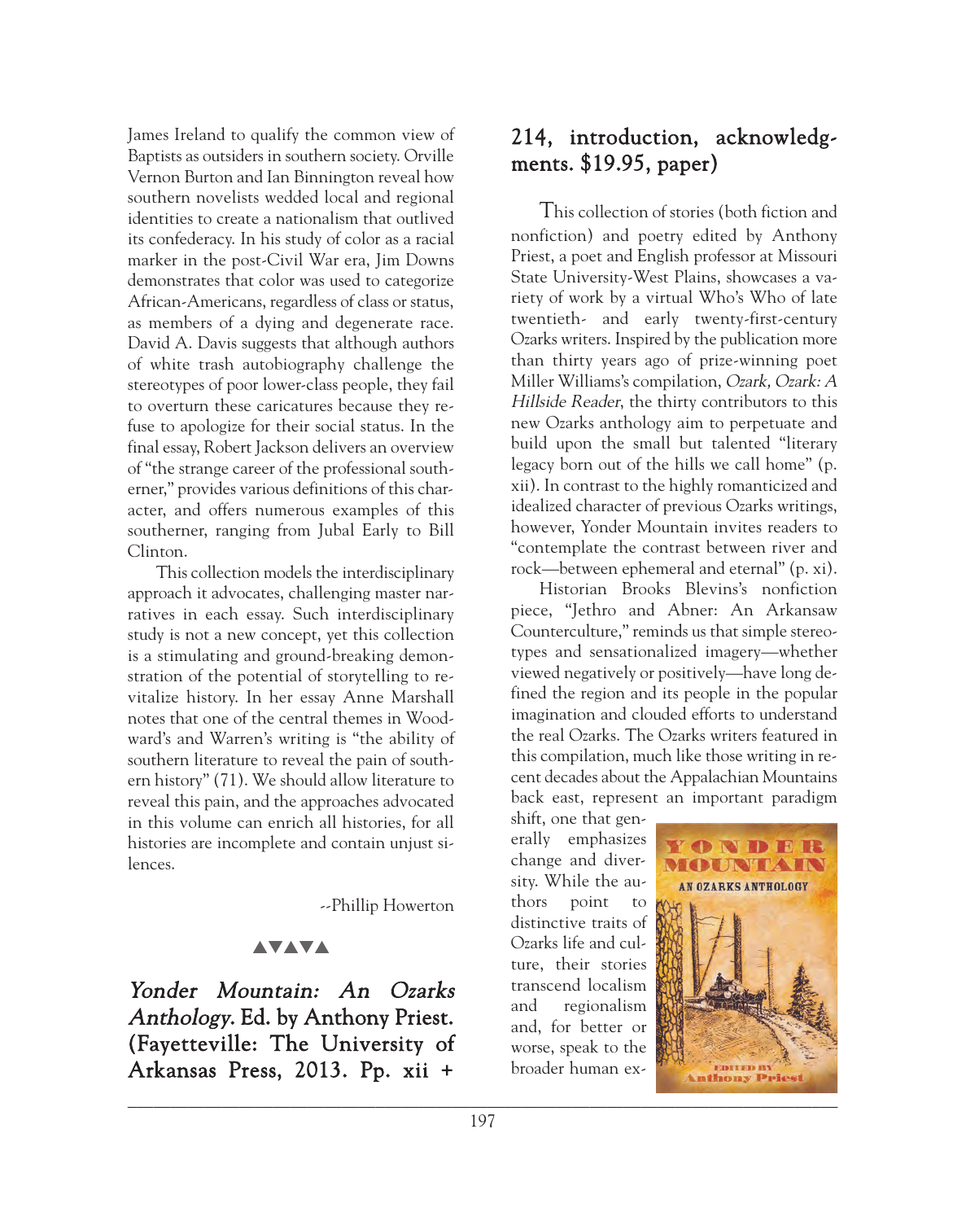James Ireland to qualify the common view of Baptists as outsiders in southern society. Orville Vernon Burton and Ian Binnington reveal how southern novelists wedded local and regional identities to create a nationalism that outlived its confederacy. In his study of color as a racial marker in the post-Civil War era, Jim Downs demonstrates that color was used to categorize African-Americans, regardless of class or status, as members of a dying and degenerate race. David A. Davis suggests that although authors of white trash autobiography challenge the stereotypes of poor lower-class people, they fail to overturn these caricatures because they refuse to apologize for their social status. In the final essay, Robert Jackson delivers an overview of "the strange career of the professional southerner," provides various definitions of this character, and offers numerous examples of this southerner, ranging from Jubal Early to Bill Clinton.

This collection models the interdisciplinary approach it advocates, challenging master narratives in each essay. Such interdisciplinary study is not a new concept, yet this collection is a stimulating and ground-breaking demonstration of the potential of storytelling to revitalize history. In her essay Anne Marshall notes that one of the central themes in Woodward's and Warren's writing is "the ability of southern literature to reveal the pain of southern history" (71). We should allow literature to reveal this pain, and the approaches advocated in this volume can enrich all histories, for all histories are incomplete and contain unjust silences.

--Phillip Howerton

▲▼▲▼▲

**_Yonder Mountain: An Ozarks Anthology_. Ed. by Anthony Priest. (Fayetteville: The University of Arkansas Press, 2013. Pp. xii + 214, introduction, acknowledgments. $19.95, paper)**

This collection of stories (both fiction and nonfiction) and poetry edited by Anthony Priest, a poet and English professor at Missouri State University-West Plains, showcases a variety of work by a virtual Who's Who of late twentieth- and early twenty-first-century Ozarks writers. Inspired by the publication more than thirty years ago of prize-winning poet Miller Williams's compilation, *Ozark, Ozark: A Hillside Reader*, the thirty contributors to this new Ozarks anthology aim to perpetuate and build upon the small but talented "literary legacy born out of the hills we call home" (p. xii). In contrast to the highly romanticized and idealized character of previous Ozarks writings, however, Yonder Mountain invites readers to "contemplate the contrast between river and rock—between ephemeral and eternal" (p. xi).

Historian Brooks Blevins's nonfiction piece, "Jethro and Abner: An Arkansaw Counterculture," reminds us that simple stereotypes and sensationalized imagery—whether viewed negatively or positively—have long defined the region and its people in the popular imagination and clouded efforts to understand the real Ozarks. The Ozarks writers featured in this compilation, much like those writing in recent decades about the Appalachian Mountains back east, represent an important paradigm shift, one that generally emphasizes change and diversity. While the authors point to distinctive traits of Ozarks life and culture, their stories transcend localism and regionalism and, for better or worse, speak to the broader human ex-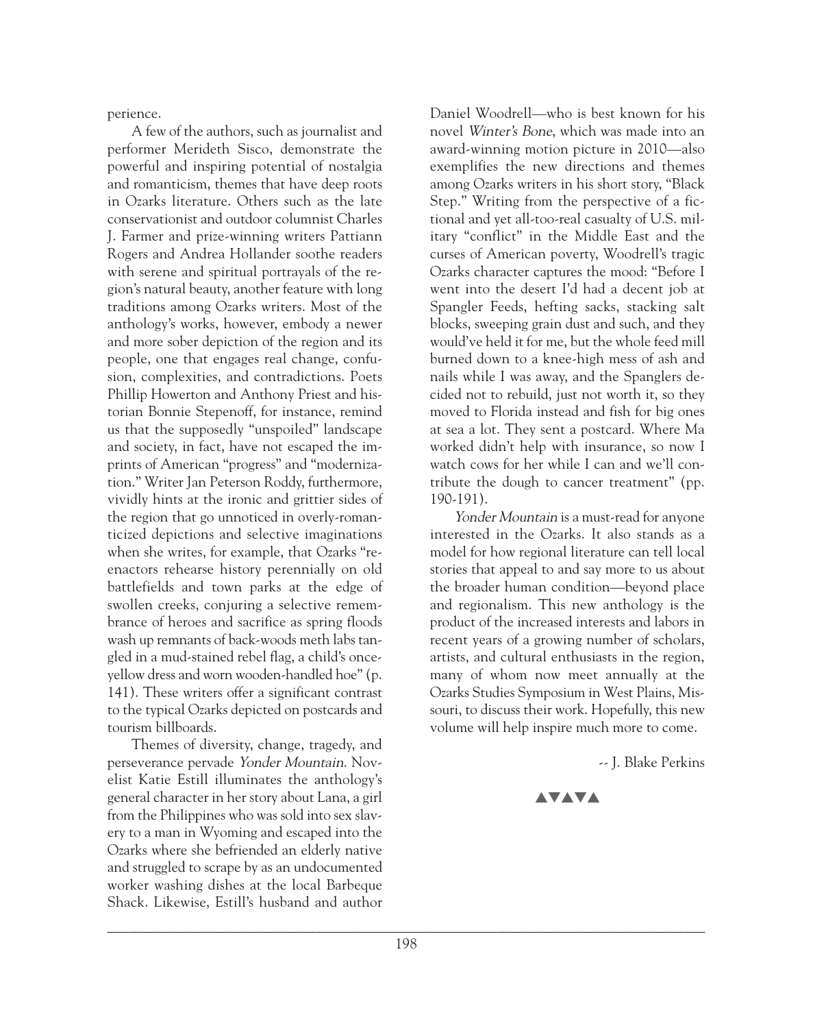perience.

A few of the authors, such as journalist and performer Merideth Sisco, demonstrate the powerful and inspiring potential of nostalgia and romanticism, themes that have deep roots in Ozarks literature. Others such as the late conservationist and outdoor columnist Charles J. Farmer and prize-winning writers Pattiann Rogers and Andrea Hollander soothe readers with serene and spiritual portrayals of the region's natural beauty, another feature with long traditions among Ozarks writers. Most of the anthology's works, however, embody a newer and more sober depiction of the region and its people, one that engages real change, confusion, complexities, and contradictions. Poets Phillip Howerton and Anthony Priest and historian Bonnie Stepenoff, for instance, remind us that the supposedly "unspoiled" landscape and society, in fact, have not escaped the imprints of American "progress" and "modernization." Writer Jan Peterson Roddy, furthermore, vividly hints at the ironic and grittier sides of the region that go unnoticed in overly-romanticized depictions and selective imaginations when she writes, for example, that Ozarks "reenactors rehearse history perennially on old battlefields and town parks at the edge of swollen creeks, conjuring a selective remembrance of heroes and sacrifice as spring floods wash up remnants of back-woods meth labs tangled in a mud-stained rebel flag, a child's once-yellow dress and worn wooden-handled hoe" (p. 141). These writers offer a significant contrast to the typical Ozarks depicted on postcards and tourism billboards.

Themes of diversity, change, tragedy, and perseverance pervade *Yonder Mountain*. Novelist Katie Estill illuminates the anthology's general character in her story about Lana, a girl from the Philippines who was sold into sex slavery to a man in Wyoming and escaped into the Ozarks where she befriended an elderly native and struggled to scrape by as an undocumented worker washing dishes at the local Barbeque Shack. Likewise, Estill's husband and author Daniel Woodrell—who is best known for his novel *Winter's Bone*, which was made into an award-winning motion picture in 2010—also exemplifies the new directions and themes among Ozarks writers in his short story, "Black Step." Writing from the perspective of a fictional and yet all-too-real casualty of U.S. military "conflict" in the Middle East and the curses of American poverty, Woodrell's tragic Ozarks character captures the mood: "Before I went into the desert I'd had a decent job at Spangler Feeds, hefting sacks, stacking salt blocks, sweeping grain dust and such, and they would've held it for me, but the whole feed mill burned down to a knee-high mess of ash and nails while I was away, and the Spanglers decided not to rebuild, just not worth it, so they moved to Florida instead and fish for big ones at sea a lot. They sent a postcard. Where Ma worked didn't help with insurance, so now I watch cows for her while I can and we'll contribute the dough to cancer treatment" (pp. 190-191).

*Yonder Mountain* is a must-read for anyone interested in the Ozarks. It also stands as a model for how regional literature can tell local stories that appeal to and say more to us about the broader human condition—beyond place and regionalism. This new anthology is the product of the increased interests and labors in recent years of a growing number of scholars, artists, and cultural enthusiasts in the region, many of whom now meet annually at the Ozarks Studies Symposium in West Plains, Missouri, to discuss their work. Hopefully, this new volume will help inspire much more to come.

-- J. Blake Perkins

▲▼▲▼▲